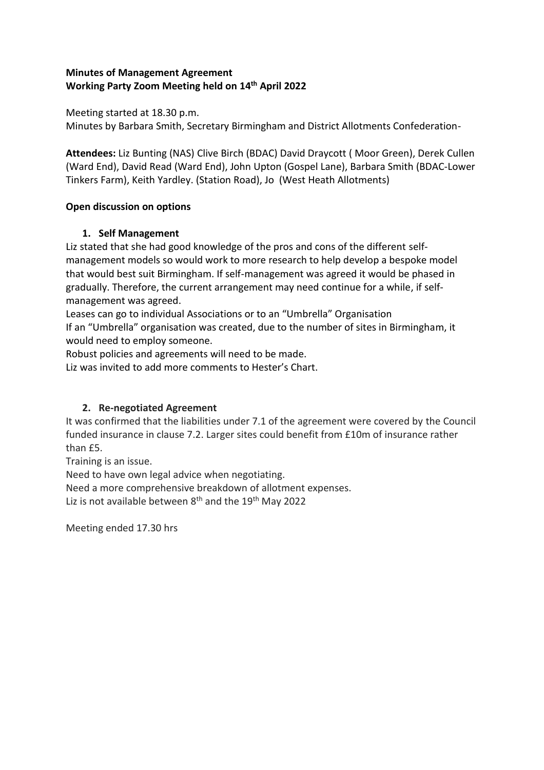**Minutes of Management Agreement**
**Working Party Zoom Meeting held on 14th April 2022**

Meeting started at 18.30 p.m.
Minutes by Barbara Smith, Secretary Birmingham and District Allotments Confederation-

**Attendees:** Liz Bunting (NAS) Clive Birch (BDAC) David Draycott ( Moor Green), Derek Cullen (Ward End), David Read (Ward End), John Upton (Gospel Lane), Barbara Smith (BDAC-Lower Tinkers Farm), Keith Yardley. (Station Road), Jo (West Heath Allotments)

**Open discussion on options**

1. **Self Management**

Liz stated that she had good knowledge of the pros and cons of the different self-management models so would work to more research to help develop a bespoke model that would best suit Birmingham. If self-management was agreed it would be phased in gradually. Therefore, the current arrangement may need continue for a while, if self-management was agreed.
Leases can go to individual Associations or to an "Umbrella" Organisation
If an "Umbrella" organisation was created, due to the number of sites in Birmingham, it would need to employ someone.
Robust policies and agreements will need to be made.
Liz was invited to add more comments to Hester's Chart.

2. **Re-negotiated Agreement**

It was confirmed that the liabilities under 7.1 of the agreement were covered by the Council funded insurance in clause 7.2. Larger sites could benefit from £10m of insurance rather than £5.
Training is an issue.
Need to have own legal advice when negotiating.
Need a more comprehensive breakdown of allotment expenses.
Liz is not available between 8th and the 19th May 2022

Meeting ended 17.30 hrs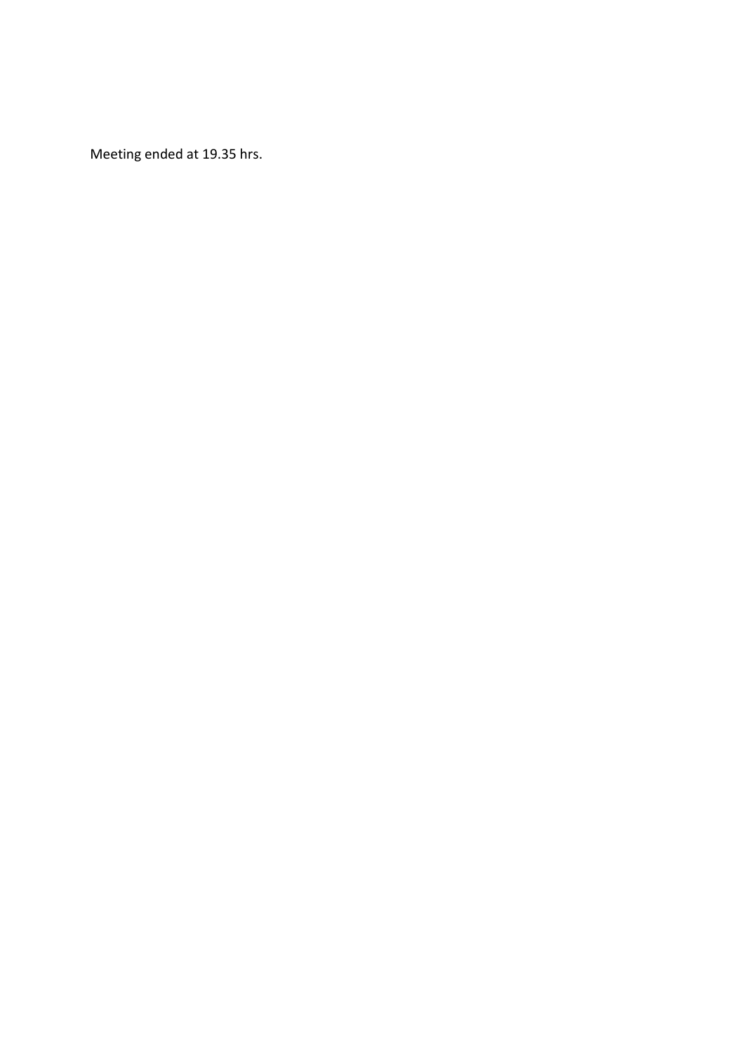Meeting ended at 19.35 hrs.